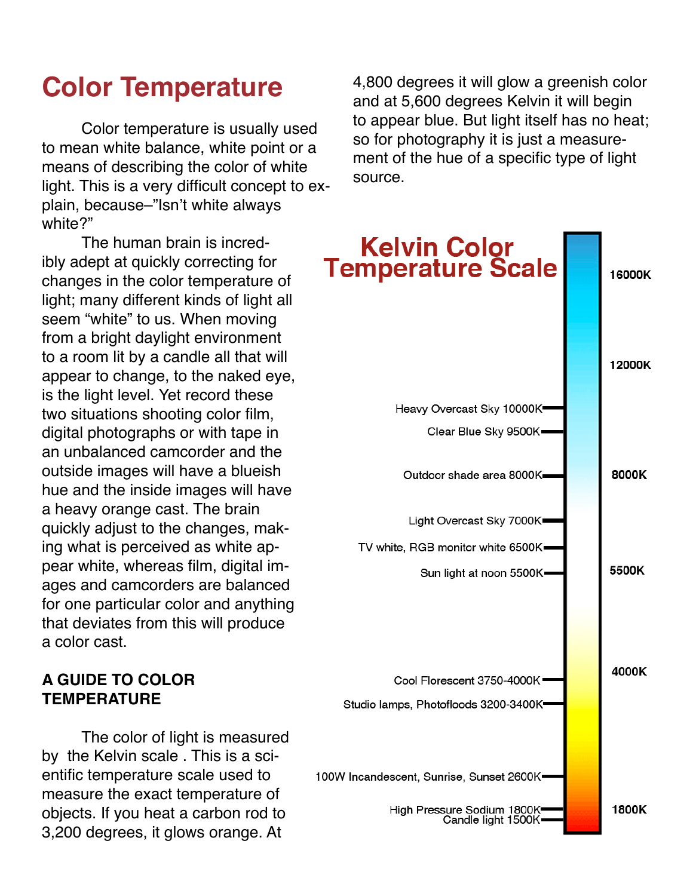# Color Temperature

Color temperature is usually used to mean white balance, white point or a means of describing the color of white light. This is a very difficult concept to explain, because–"Isn't white always white?"

The human brain is incredibly adept at quickly correcting for changes in the color temperature of light; many different kinds of light all seem "white" to us. When moving from a bright daylight environment to a room lit by a candle all that will appear to change, to the naked eye, is the light level. Yet record these two situations shooting color film, digital photographs or with tape in an unbalanced camcorder and the outside images will have a blueish hue and the inside images will have a heavy orange cast. The brain quickly adjust to the changes, making what is perceived as white appear white, whereas film, digital images and camcorders are balanced for one particular color and anything that deviates from this will produce a color cast.

### A GUIDE TO COLOR TEMPERATURE

The color of light is measured by the Kelvin scale . This is a scientific temperature scale used to measure the exact temperature of objects. If you heat a carbon rod to 3,200 degrees, it glows orange. At 4,800 degrees it will glow a greenish color and at 5,600 degrees Kelvin it will begin to appear blue. But light itself has no heat; so for photography it is just a measurement of the hue of a specific type of light source.

## Kelvin Color Temperature Scale

16000K

12000K

Heavy Overcast Sky 10000K

Clear Blue Sky 9500K

Outdoor shade area 8000K — 8000K

Light Overcast Sky 7000K

TV white, RGB monitor white 6500K

Sun light at noon 5500K — 5500K

Cool Florescent 3750-4000K — 4000K

Studio lamps, Photofloods 3200-3400K

100W Incandescent, Sunrise, Sunset 2600K

High Pressure Sodium 1800K — 1800K

Candle light 1500K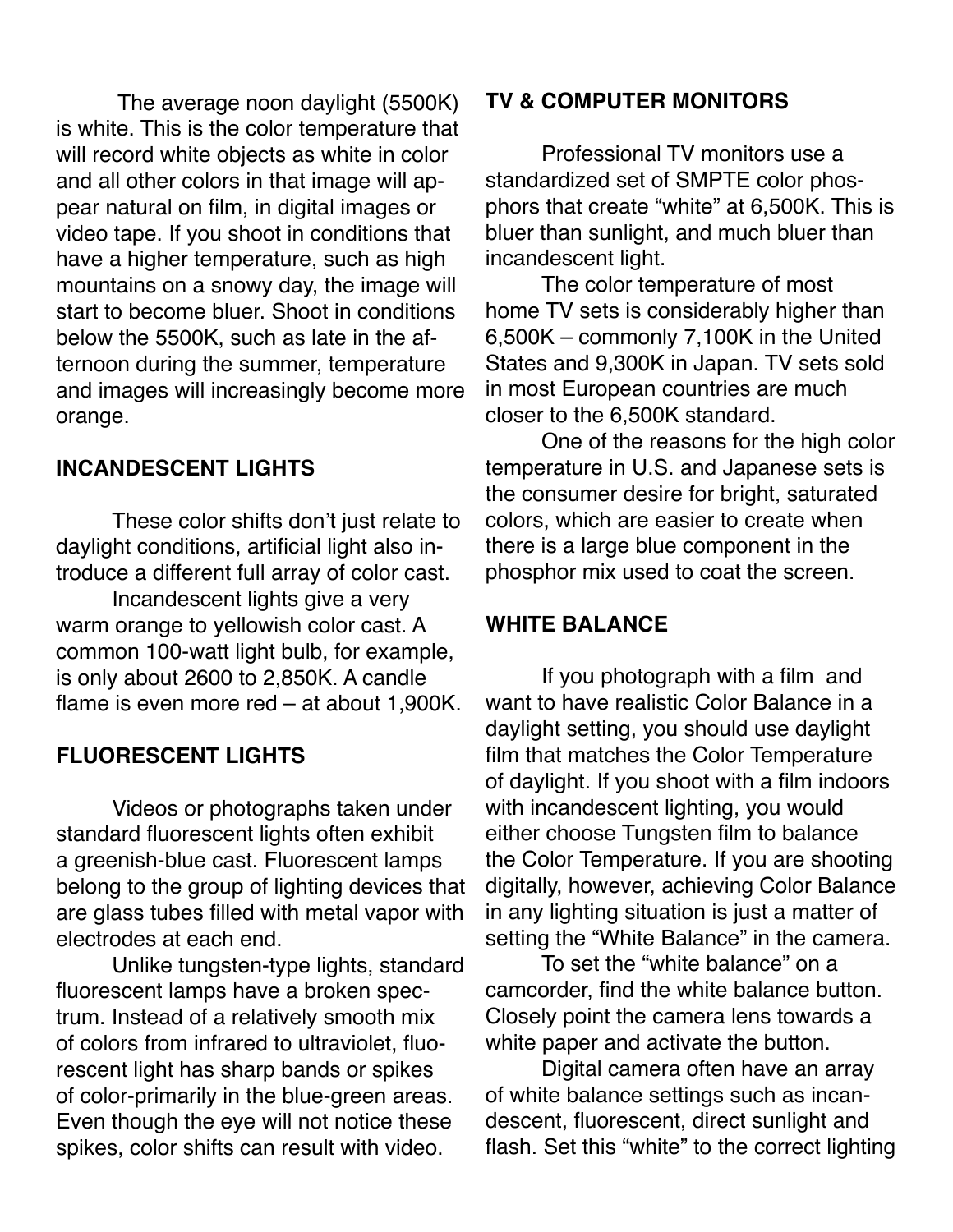The average noon daylight (5500K) is white. This is the color temperature that will record white objects as white in color and all other colors in that image will appear natural on film, in digital images or video tape. If you shoot in conditions that have a higher temperature, such as high mountains on a snowy day, the image will start to become bluer. Shoot in conditions below the 5500K, such as late in the afternoon during the summer, temperature and images will increasingly become more orange.

## INCANDESCENT LIGHTS

These color shifts don't just relate to daylight conditions, artificial light also introduce a different full array of color cast.

Incandescent lights give a very warm orange to yellowish color cast. A common 100-watt light bulb, for example, is only about 2600 to 2,850K. A candle flame is even more red – at about 1,900K.

## FLUORESCENT LIGHTS

Videos or photographs taken under standard fluorescent lights often exhibit a greenish-blue cast. Fluorescent lamps belong to the group of lighting devices that are glass tubes filled with metal vapor with electrodes at each end.

Unlike tungsten-type lights, standard fluorescent lamps have a broken spectrum. Instead of a relatively smooth mix of colors from infrared to ultraviolet, fluorescent light has sharp bands or spikes of color-primarily in the blue-green areas. Even though the eye will not notice these spikes, color shifts can result with video.

## TV & COMPUTER MONITORS

Professional TV monitors use a standardized set of SMPTE color phosphors that create "white" at 6,500K. This is bluer than sunlight, and much bluer than incandescent light.

The color temperature of most home TV sets is considerably higher than 6,500K – commonly 7,100K in the United States and 9,300K in Japan. TV sets sold in most European countries are much closer to the 6,500K standard.

One of the reasons for the high color temperature in U.S. and Japanese sets is the consumer desire for bright, saturated colors, which are easier to create when there is a large blue component in the phosphor mix used to coat the screen.

## WHITE BALANCE

If you photograph with a film and want to have realistic Color Balance in a daylight setting, you should use daylight film that matches the Color Temperature of daylight. If you shoot with a film indoors with incandescent lighting, you would either choose Tungsten film to balance the Color Temperature. If you are shooting digitally, however, achieving Color Balance in any lighting situation is just a matter of setting the "White Balance" in the camera.

To set the "white balance" on a camcorder, find the white balance button. Closely point the camera lens towards a white paper and activate the button.

Digital camera often have an array of white balance settings such as incandescent, fluorescent, direct sunlight and flash. Set this "white" to the correct lighting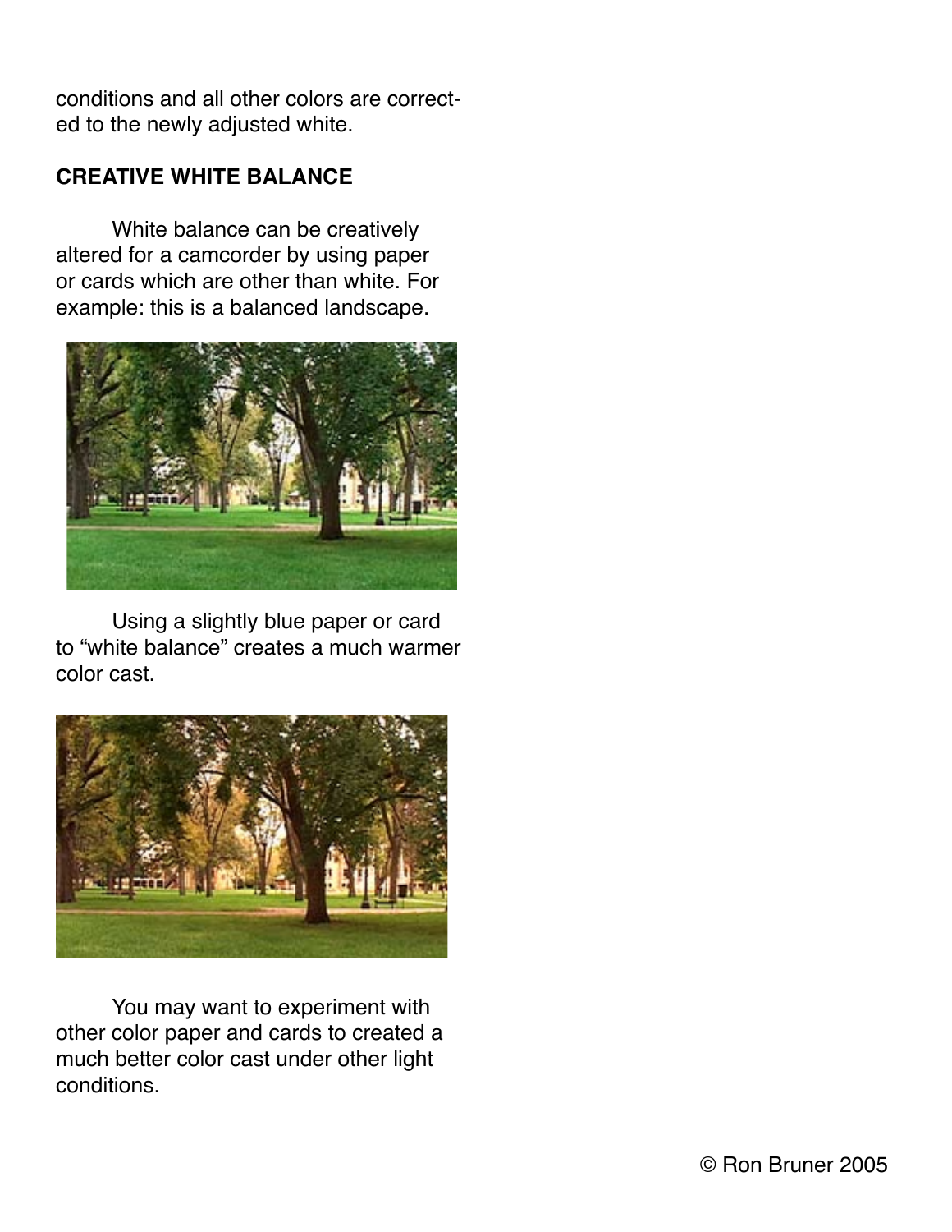conditions and all other colors are corrected to the newly adjusted white.

## CREATIVE WHITE BALANCE

White balance can be creatively altered for a camcorder by using paper or cards which are other than white. For example: this is a balanced landscape.

Using a slightly blue paper or card to "white balance" creates a much warmer color cast.

You may want to experiment with other color paper and cards to created a much better color cast under other light conditions.

© Ron Bruner 2005